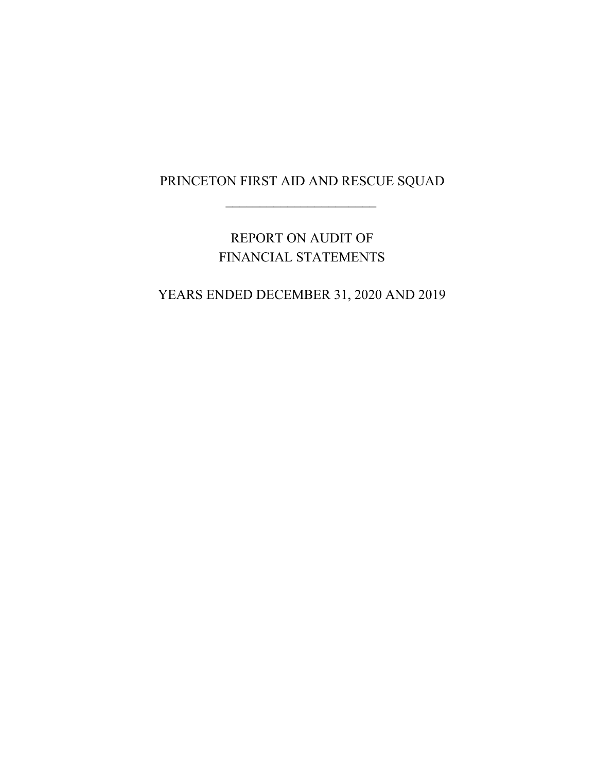# PRINCETON FIRST AID AND RESCUE SQUAD

---

## REPORT ON AUDIT OF FINANCIAL STATEMENTS

## YEARS ENDED DECEMBER 31, 2020 AND 2019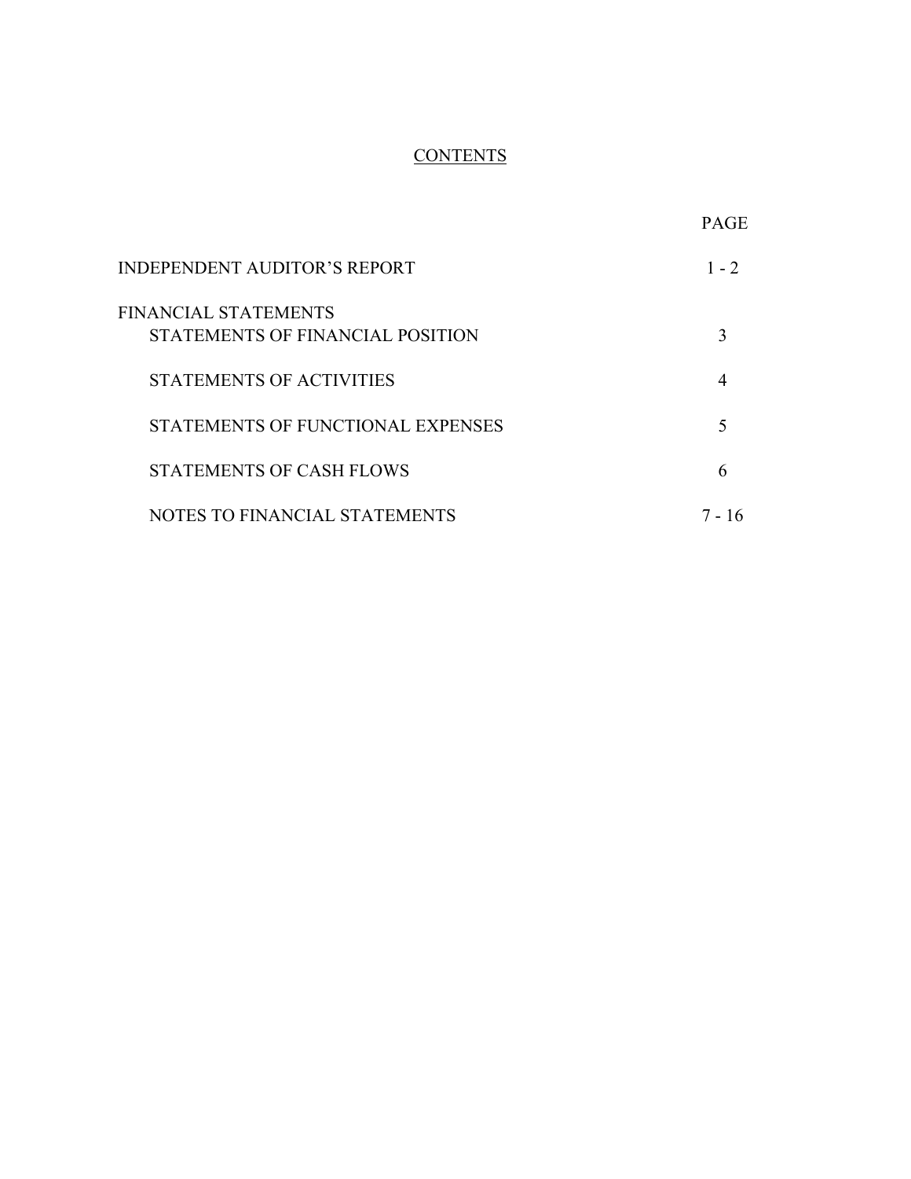# CONTENTS

| | PAGE |
|---|---|
| INDEPENDENT AUDITOR'S REPORT | 1 - 2 |
| FINANCIAL STATEMENTS | |
| STATEMENTS OF FINANCIAL POSITION | 3 |
| STATEMENTS OF ACTIVITIES | 4 |
| STATEMENTS OF FUNCTIONAL EXPENSES | 5 |
| STATEMENTS OF CASH FLOWS | 6 |
| NOTES TO FINANCIAL STATEMENTS | 7 - 16 |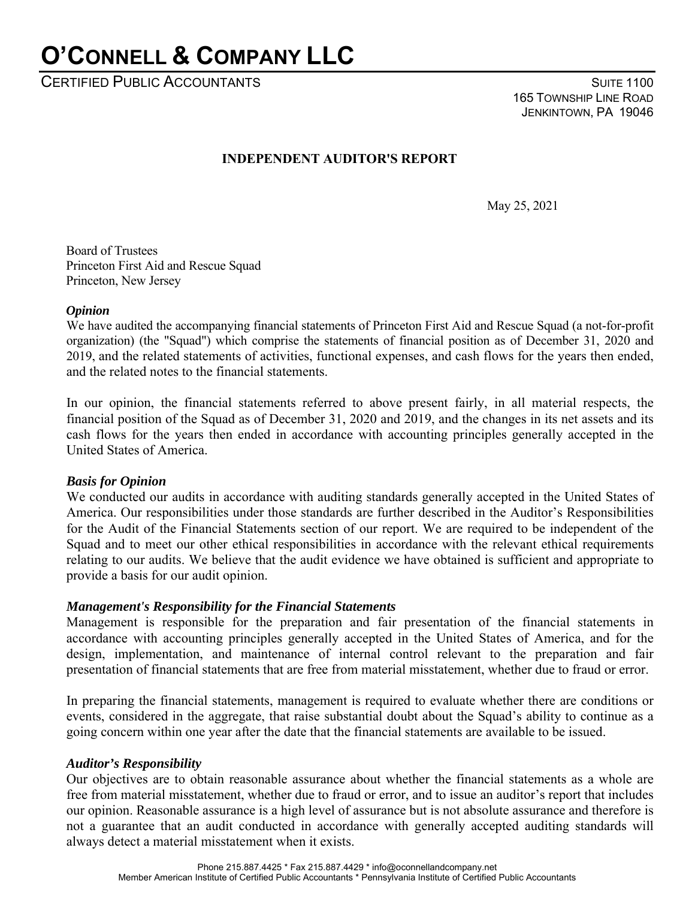# O'CONNELL & COMPANY LLC

CERTIFIED PUBLIC ACCOUNTANTS

SUITE 1100
165 TOWNSHIP LINE ROAD
JENKINTOWN, PA 19046

## INDEPENDENT AUDITOR'S REPORT

May 25, 2021

Board of Trustees
Princeton First Aid and Rescue Squad
Princeton, New Jersey

***Opinion***

We have audited the accompanying financial statements of Princeton First Aid and Rescue Squad (a not-for-profit organization) (the "Squad") which comprise the statements of financial position as of December 31, 2020 and 2019, and the related statements of activities, functional expenses, and cash flows for the years then ended, and the related notes to the financial statements.

In our opinion, the financial statements referred to above present fairly, in all material respects, the financial position of the Squad as of December 31, 2020 and 2019, and the changes in its net assets and its cash flows for the years then ended in accordance with accounting principles generally accepted in the United States of America.

***Basis for Opinion***

We conducted our audits in accordance with auditing standards generally accepted in the United States of America. Our responsibilities under those standards are further described in the Auditor's Responsibilities for the Audit of the Financial Statements section of our report. We are required to be independent of the Squad and to meet our other ethical responsibilities in accordance with the relevant ethical requirements relating to our audits. We believe that the audit evidence we have obtained is sufficient and appropriate to provide a basis for our audit opinion.

***Management's Responsibility for the Financial Statements***

Management is responsible for the preparation and fair presentation of the financial statements in accordance with accounting principles generally accepted in the United States of America, and for the design, implementation, and maintenance of internal control relevant to the preparation and fair presentation of financial statements that are free from material misstatement, whether due to fraud or error.

In preparing the financial statements, management is required to evaluate whether there are conditions or events, considered in the aggregate, that raise substantial doubt about the Squad's ability to continue as a going concern within one year after the date that the financial statements are available to be issued.

***Auditor's Responsibility***

Our objectives are to obtain reasonable assurance about whether the financial statements as a whole are free from material misstatement, whether due to fraud or error, and to issue an auditor's report that includes our opinion. Reasonable assurance is a high level of assurance but is not absolute assurance and therefore is not a guarantee that an audit conducted in accordance with generally accepted auditing standards will always detect a material misstatement when it exists.

Phone 215.887.4425 * Fax 215.887.4429 * info@oconnellandcompany.net
Member American Institute of Certified Public Accountants * Pennsylvania Institute of Certified Public Accountants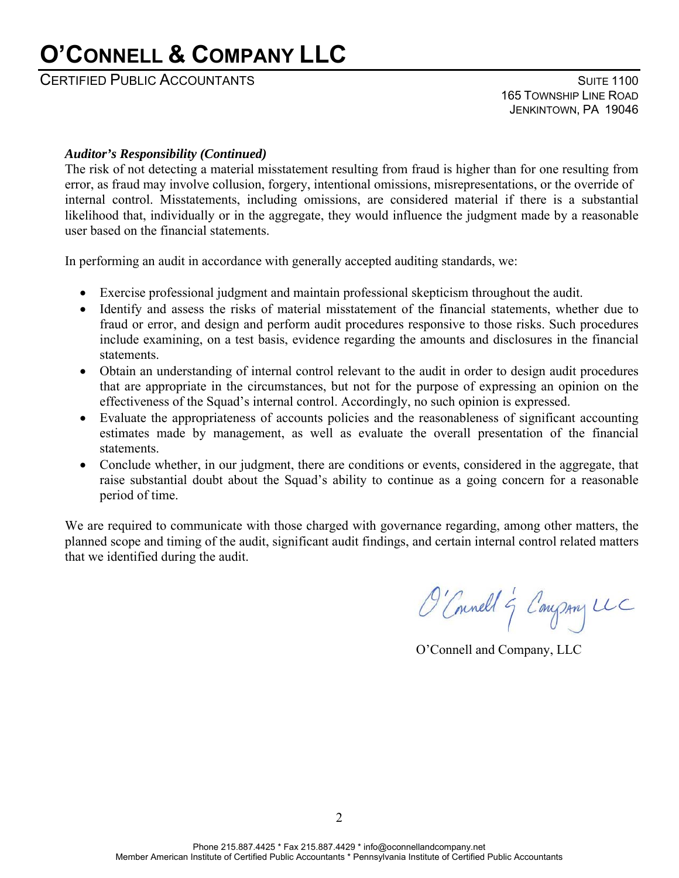### *Auditor's Responsibility (Continued)*

The risk of not detecting a material misstatement resulting from fraud is higher than for one resulting from error, as fraud may involve collusion, forgery, intentional omissions, misrepresentations, or the override of internal control. Misstatements, including omissions, are considered material if there is a substantial likelihood that, individually or in the aggregate, they would influence the judgment made by a reasonable user based on the financial statements.

In performing an audit in accordance with generally accepted auditing standards, we:

- Exercise professional judgment and maintain professional skepticism throughout the audit.
- Identify and assess the risks of material misstatement of the financial statements, whether due to fraud or error, and design and perform audit procedures responsive to those risks. Such procedures include examining, on a test basis, evidence regarding the amounts and disclosures in the financial statements.
- Obtain an understanding of internal control relevant to the audit in order to design audit procedures that are appropriate in the circumstances, but not for the purpose of expressing an opinion on the effectiveness of the Squad's internal control. Accordingly, no such opinion is expressed.
- Evaluate the appropriateness of accounts policies and the reasonableness of significant accounting estimates made by management, as well as evaluate the overall presentation of the financial statements.
- Conclude whether, in our judgment, there are conditions or events, considered in the aggregate, that raise substantial doubt about the Squad's ability to continue as a going concern for a reasonable period of time.

We are required to communicate with those charged with governance regarding, among other matters, the planned scope and timing of the audit, significant audit findings, and certain internal control related matters that we identified during the audit.

O'Connell and Company, LLC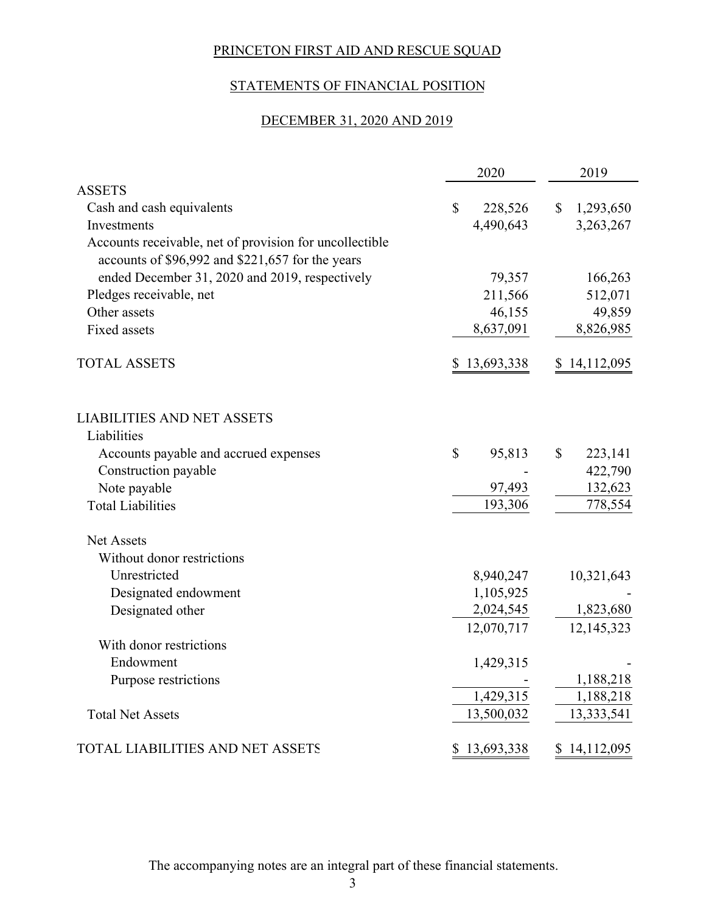# PRINCETON FIRST AID AND RESCUE SQUAD

## STATEMENTS OF FINANCIAL POSITION

## DECEMBER 31, 2020 AND 2019

| | 2020 | 2019 |
|---|---|---|
| ASSETS | | |
| Cash and cash equivalents | $ 228,526 | $ 1,293,650 |
| Investments | 4,490,643 | 3,263,267 |
| Accounts receivable, net of provision for uncollectible accounts of $96,992 and $221,657 for the years ended December 31, 2020 and 2019, respectively | 79,357 | 166,263 |
| Pledges receivable, net | 211,566 | 512,071 |
| Other assets | 46,155 | 49,859 |
| Fixed assets | 8,637,091 | 8,826,985 |
| TOTAL ASSETS | $ 13,693,338 | $ 14,112,095 |
| | | |
| LIABILITIES AND NET ASSETS | | |
| Liabilities | | |
| Accounts payable and accrued expenses | $ 95,813 | $ 223,141 |
| Construction payable | - | 422,790 |
| Note payable | 97,493 | 132,623 |
| Total Liabilities | 193,306 | 778,554 |
| | | |
| Net Assets | | |
| Without donor restrictions | | |
| Unrestricted | 8,940,247 | 10,321,643 |
| Designated endowment | 1,105,925 | - |
| Designated other | 2,024,545 | 1,823,680 |
| | 12,070,717 | 12,145,323 |
| With donor restrictions | | |
| Endowment | 1,429,315 | - |
| Purpose restrictions | - | 1,188,218 |
| | 1,429,315 | 1,188,218 |
| Total Net Assets | 13,500,032 | 13,333,541 |
| | | |
| TOTAL LIABILITIES AND NET ASSETS | $ 13,693,338 | $ 14,112,095 |

The accompanying notes are an integral part of these financial statements.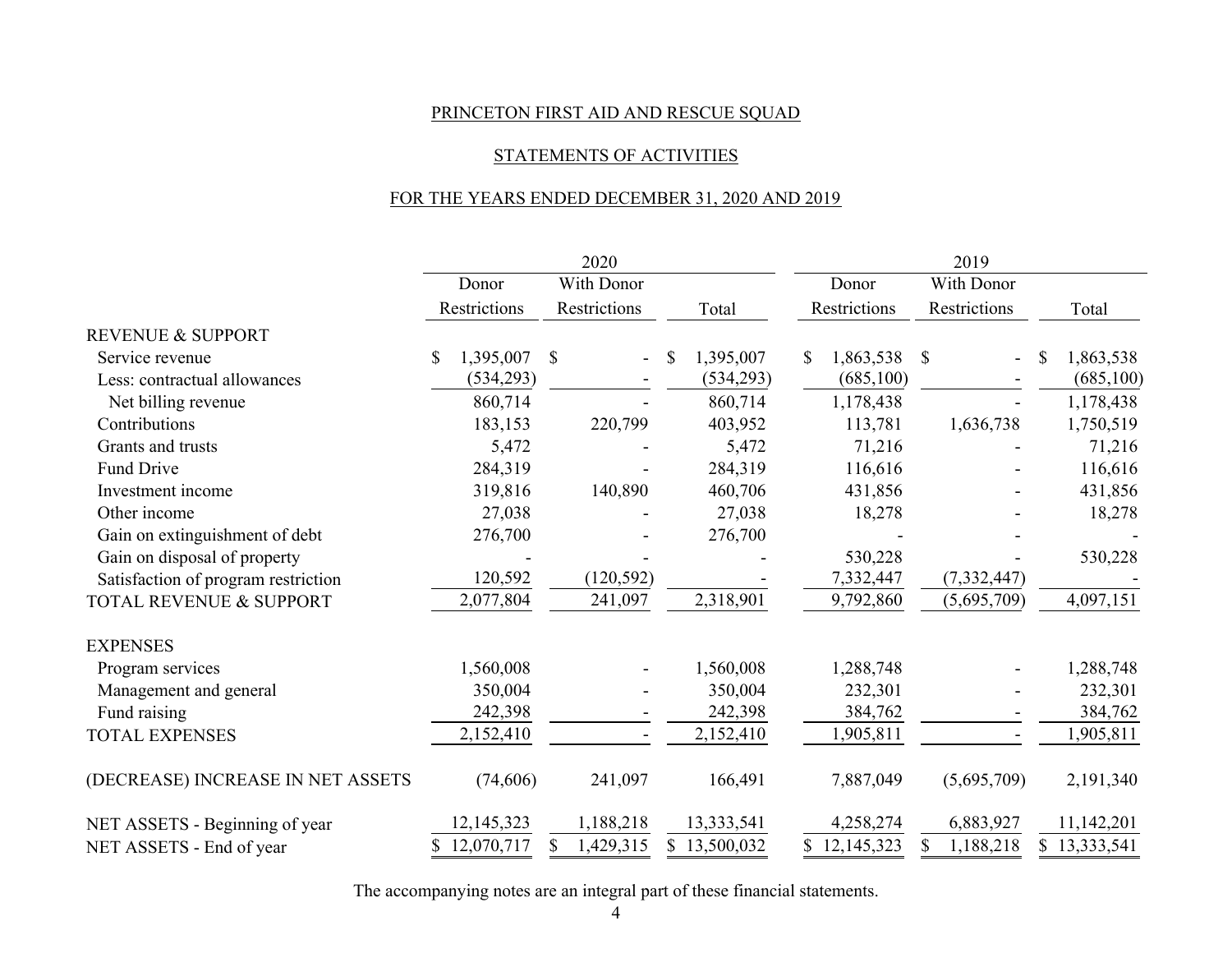PRINCETON FIRST AID AND RESCUE SQUAD

STATEMENTS OF ACTIVITIES

FOR THE YEARS ENDED DECEMBER 31, 2020 AND 2019

| | 2020 | | | 2019 | | |
|---|---|---|---|---|---|---|
| | Donor Restrictions | With Donor Restrictions | Total | Donor Restrictions | With Donor Restrictions | Total |
| REVENUE & SUPPORT | | | | | | |
| Service revenue | $ 1,395,007 | $ - | $ 1,395,007 | $ 1,863,538 | $ - | $ 1,863,538 |
| Less: contractual allowances | (534,293) | - | (534,293) | (685,100) | - | (685,100) |
| Net billing revenue | 860,714 | - | 860,714 | 1,178,438 | - | 1,178,438 |
| Contributions | 183,153 | 220,799 | 403,952 | 113,781 | 1,636,738 | 1,750,519 |
| Grants and trusts | 5,472 | - | 5,472 | 71,216 | - | 71,216 |
| Fund Drive | 284,319 | - | 284,319 | 116,616 | - | 116,616 |
| Investment income | 319,816 | 140,890 | 460,706 | 431,856 | - | 431,856 |
| Other income | 27,038 | - | 27,038 | 18,278 | - | 18,278 |
| Gain on extinguishment of debt | 276,700 | - | 276,700 | - | - | - |
| Gain on disposal of property | - | - | - | 530,228 | - | 530,228 |
| Satisfaction of program restriction | 120,592 | (120,592) | - | 7,332,447 | (7,332,447) | - |
| TOTAL REVENUE & SUPPORT | 2,077,804 | 241,097 | 2,318,901 | 9,792,860 | (5,695,709) | 4,097,151 |
| EXPENSES | | | | | | |
| Program services | 1,560,008 | - | 1,560,008 | 1,288,748 | - | 1,288,748 |
| Management and general | 350,004 | - | 350,004 | 232,301 | - | 232,301 |
| Fund raising | 242,398 | - | 242,398 | 384,762 | - | 384,762 |
| TOTAL EXPENSES | 2,152,410 | - | 2,152,410 | 1,905,811 | - | 1,905,811 |
| (DECREASE) INCREASE IN NET ASSETS | (74,606) | 241,097 | 166,491 | 7,887,049 | (5,695,709) | 2,191,340 |
| NET ASSETS - Beginning of year | 12,145,323 | 1,188,218 | 13,333,541 | 4,258,274 | 6,883,927 | 11,142,201 |
| NET ASSETS - End of year | $ 12,070,717 | $ 1,429,315 | $ 13,500,032 | $ 12,145,323 | $ 1,188,218 | $ 13,333,541 |

The accompanying notes are an integral part of these financial statements.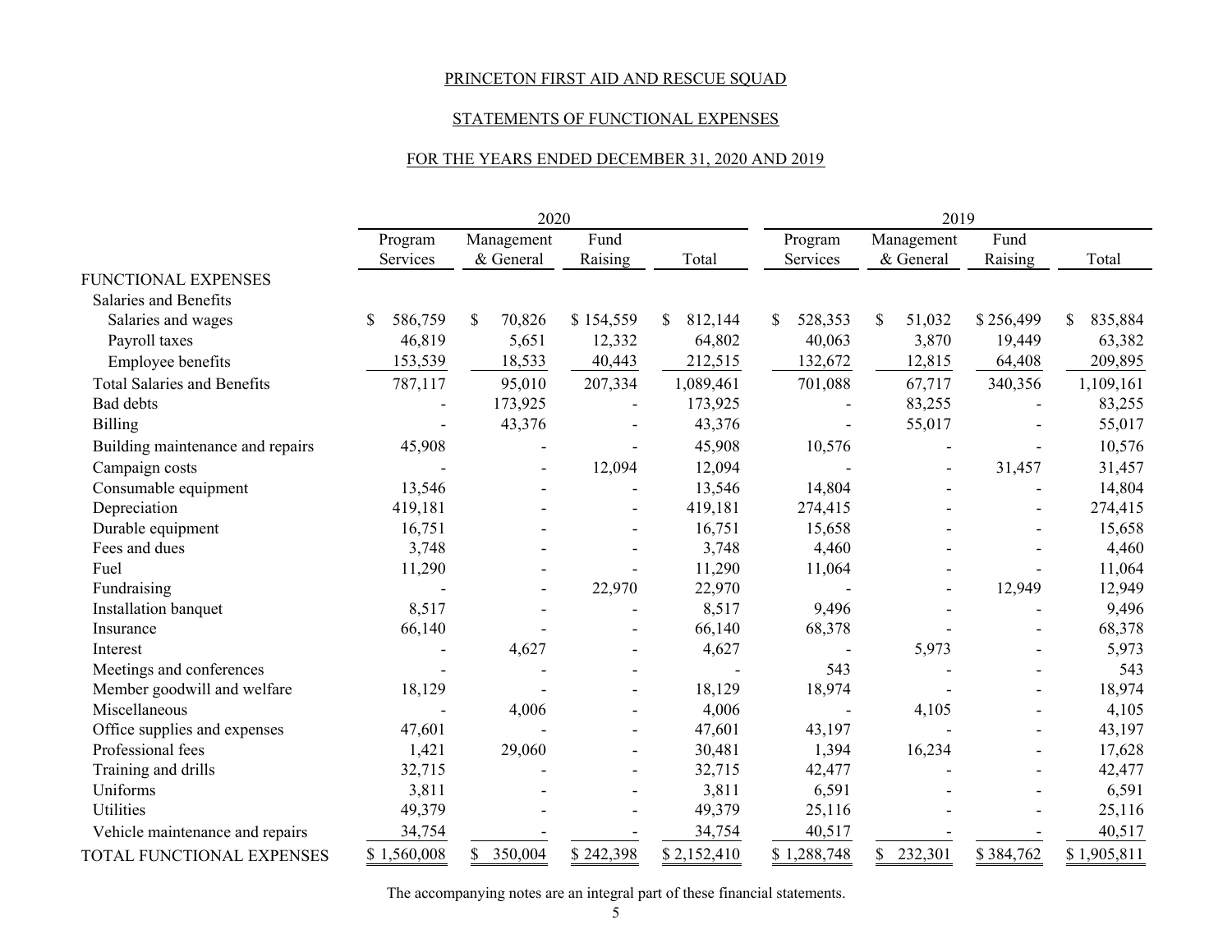PRINCETON FIRST AID AND RESCUE SQUAD

STATEMENTS OF FUNCTIONAL EXPENSES

FOR THE YEARS ENDED DECEMBER 31, 2020 AND 2019

| | 2020 | | | | 2019 | | | |
|---|---|---|---|---|---|---|---|---|
| | Program Services | Management & General | Fund Raising | Total | Program Services | Management & General | Fund Raising | Total |
| FUNCTIONAL EXPENSES | | | | | | | | |
| Salaries and Benefits | | | | | | | | |
| Salaries and wages | $ 586,759 | $ 70,826 | $ 154,559 | $ 812,144 | $ 528,353 | $ 51,032 | $ 256,499 | $ 835,884 |
| Payroll taxes | 46,819 | 5,651 | 12,332 | 64,802 | 40,063 | 3,870 | 19,449 | 63,382 |
| Employee benefits | 153,539 | 18,533 | 40,443 | 212,515 | 132,672 | 12,815 | 64,408 | 209,895 |
| Total Salaries and Benefits | 787,117 | 95,010 | 207,334 | 1,089,461 | 701,088 | 67,717 | 340,356 | 1,109,161 |
| Bad debts | - | 173,925 | - | 173,925 | - | 83,255 | - | 83,255 |
| Billing | - | 43,376 | - | 43,376 | - | 55,017 | - | 55,017 |
| Building maintenance and repairs | 45,908 | - | - | 45,908 | 10,576 | - | - | 10,576 |
| Campaign costs | - | - | 12,094 | 12,094 | - | - | 31,457 | 31,457 |
| Consumable equipment | 13,546 | - | - | 13,546 | 14,804 | - | - | 14,804 |
| Depreciation | 419,181 | - | - | 419,181 | 274,415 | - | - | 274,415 |
| Durable equipment | 16,751 | - | - | 16,751 | 15,658 | - | - | 15,658 |
| Fees and dues | 3,748 | - | - | 3,748 | 4,460 | - | - | 4,460 |
| Fuel | 11,290 | - | - | 11,290 | 11,064 | - | - | 11,064 |
| Fundraising | - | - | 22,970 | 22,970 | - | - | 12,949 | 12,949 |
| Installation banquet | 8,517 | - | - | 8,517 | 9,496 | - | - | 9,496 |
| Insurance | 66,140 | - | - | 66,140 | 68,378 | - | - | 68,378 |
| Interest | - | 4,627 | - | 4,627 | - | 5,973 | - | 5,973 |
| Meetings and conferences | - | - | - | - | 543 | - | - | 543 |
| Member goodwill and welfare | 18,129 | - | - | 18,129 | 18,974 | - | - | 18,974 |
| Miscellaneous | - | 4,006 | - | 4,006 | - | 4,105 | - | 4,105 |
| Office supplies and expenses | 47,601 | - | - | 47,601 | 43,197 | - | - | 43,197 |
| Professional fees | 1,421 | 29,060 | - | 30,481 | 1,394 | 16,234 | - | 17,628 |
| Training and drills | 32,715 | - | - | 32,715 | 42,477 | - | - | 42,477 |
| Uniforms | 3,811 | - | - | 3,811 | 6,591 | - | - | 6,591 |
| Utilities | 49,379 | - | - | 49,379 | 25,116 | - | - | 25,116 |
| Vehicle maintenance and repairs | 34,754 | - | - | 34,754 | 40,517 | - | - | 40,517 |
| TOTAL FUNCTIONAL EXPENSES | $ 1,560,008 | $ 350,004 | $ 242,398 | $ 2,152,410 | $ 1,288,748 | $ 232,301 | $ 384,762 | $ 1,905,811 |

The accompanying notes are an integral part of these financial statements.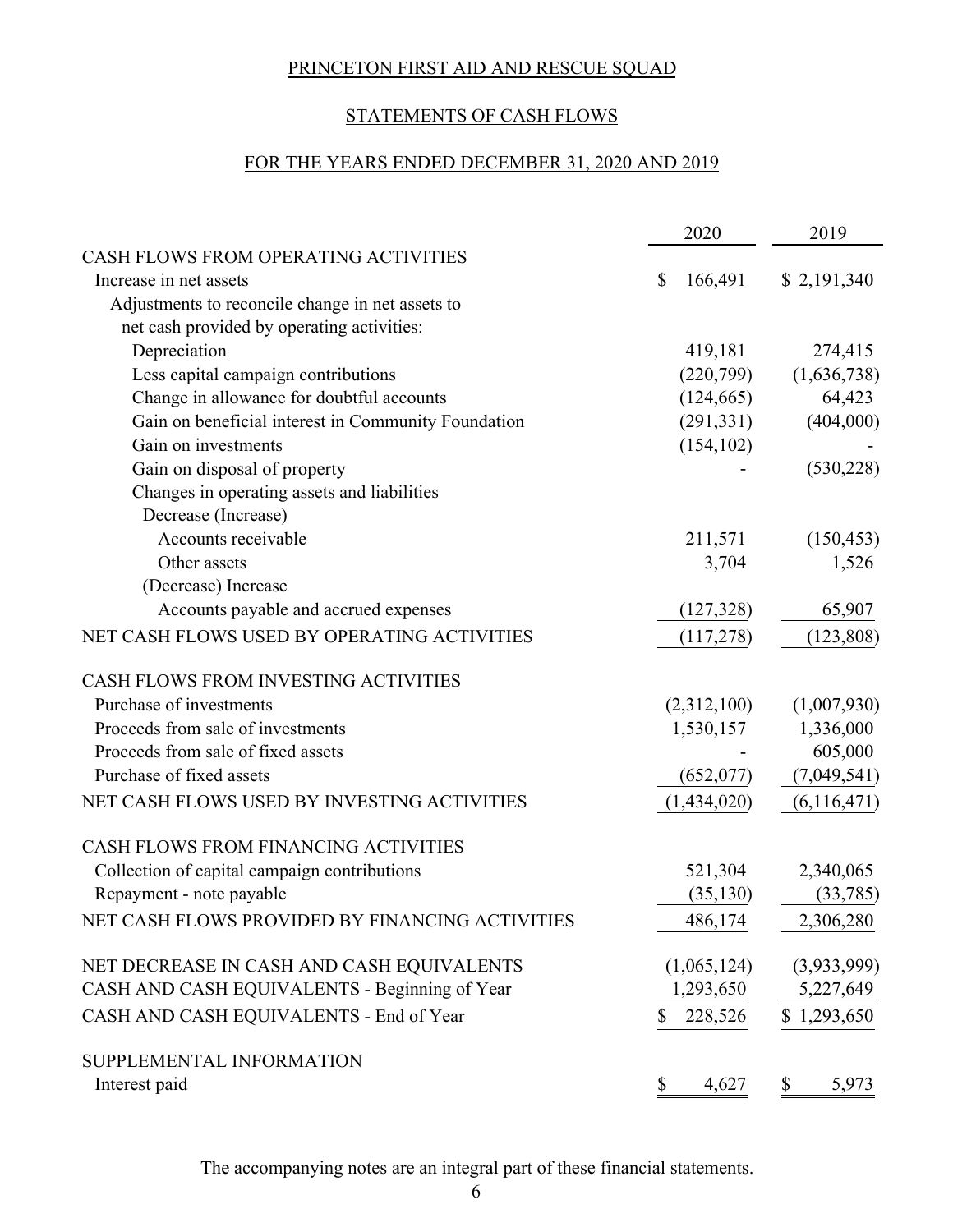# PRINCETON FIRST AID AND RESCUE SQUAD

## STATEMENTS OF CASH FLOWS

## FOR THE YEARS ENDED DECEMBER 31, 2020 AND 2019

| | 2020 | 2019 |
|---|---|---|
| CASH FLOWS FROM OPERATING ACTIVITIES | | |
| Increase in net assets | $ 166,491 | $ 2,191,340 |
| Adjustments to reconcile change in net assets to net cash provided by operating activities: | | |
| Depreciation | 419,181 | 274,415 |
| Less capital campaign contributions | (220,799) | (1,636,738) |
| Change in allowance for doubtful accounts | (124,665) | 64,423 |
| Gain on beneficial interest in Community Foundation | (291,331) | (404,000) |
| Gain on investments | (154,102) | - |
| Gain on disposal of property | - | (530,228) |
| Changes in operating assets and liabilities | | |
| Decrease (Increase) | | |
| Accounts receivable | 211,571 | (150,453) |
| Other assets | 3,704 | 1,526 |
| (Decrease) Increase | | |
| Accounts payable and accrued expenses | (127,328) | 65,907 |
| NET CASH FLOWS USED BY OPERATING ACTIVITIES | (117,278) | (123,808) |
| CASH FLOWS FROM INVESTING ACTIVITIES | | |
| Purchase of investments | (2,312,100) | (1,007,930) |
| Proceeds from sale of investments | 1,530,157 | 1,336,000 |
| Proceeds from sale of fixed assets | - | 605,000 |
| Purchase of fixed assets | (652,077) | (7,049,541) |
| NET CASH FLOWS USED BY INVESTING ACTIVITIES | (1,434,020) | (6,116,471) |
| CASH FLOWS FROM FINANCING ACTIVITIES | | |
| Collection of capital campaign contributions | 521,304 | 2,340,065 |
| Repayment - note payable | (35,130) | (33,785) |
| NET CASH FLOWS PROVIDED BY FINANCING ACTIVITIES | 486,174 | 2,306,280 |
| NET DECREASE IN CASH AND CASH EQUIVALENTS | (1,065,124) | (3,933,999) |
| CASH AND CASH EQUIVALENTS - Beginning of Year | 1,293,650 | 5,227,649 |
| CASH AND CASH EQUIVALENTS - End of Year | $ 228,526 | $ 1,293,650 |
| SUPPLEMENTAL INFORMATION | | |
| Interest paid | $ 4,627 | $ 5,973 |

The accompanying notes are an integral part of these financial statements.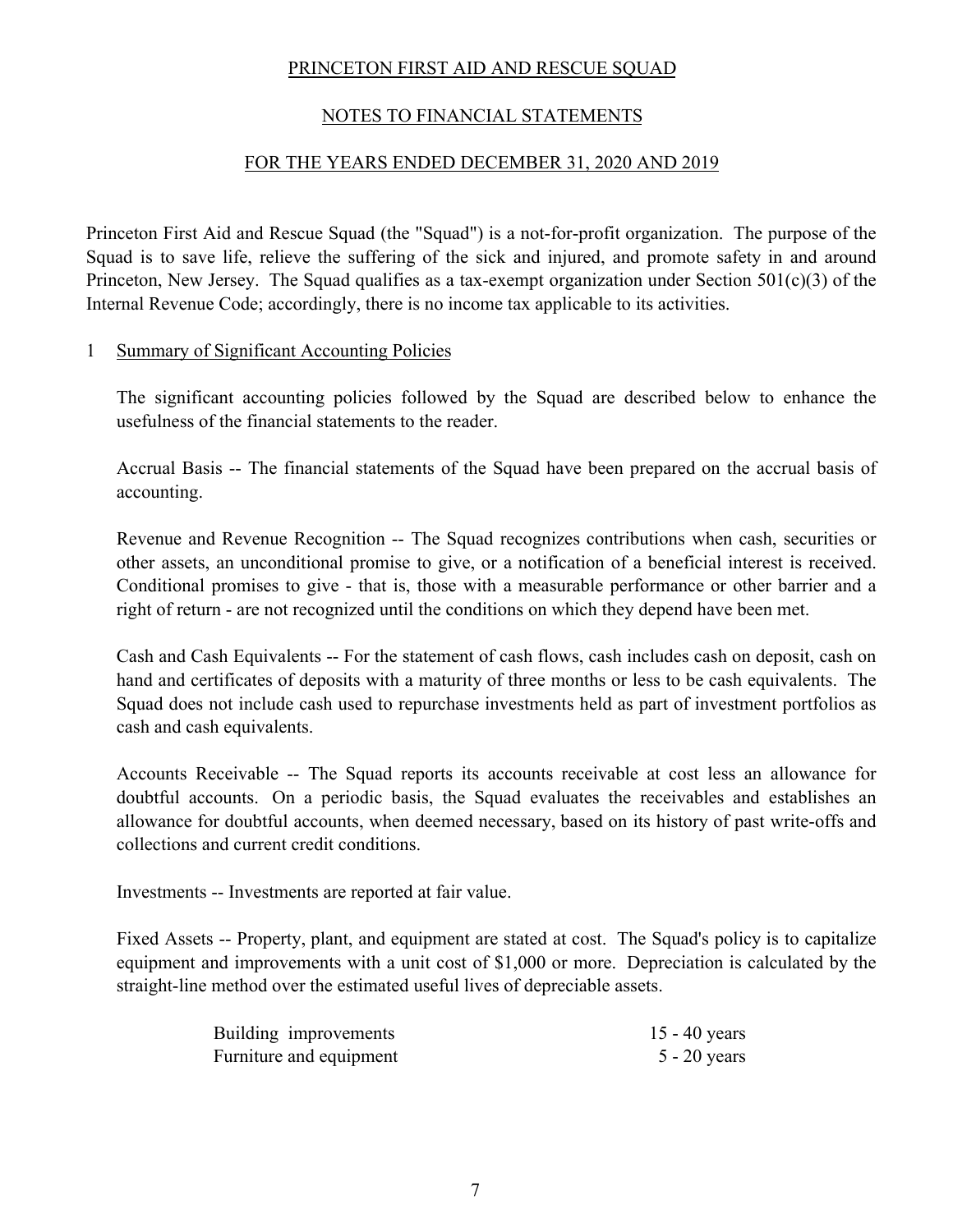# PRINCETON FIRST AID AND RESCUE SQUAD

## NOTES TO FINANCIAL STATEMENTS

## FOR THE YEARS ENDED DECEMBER 31, 2020 AND 2019

Princeton First Aid and Rescue Squad (the "Squad") is a not-for-profit organization. The purpose of the Squad is to save life, relieve the suffering of the sick and injured, and promote safety in and around Princeton, New Jersey. The Squad qualifies as a tax-exempt organization under Section 501(c)(3) of the Internal Revenue Code; accordingly, there is no income tax applicable to its activities.

### 1 Summary of Significant Accounting Policies

The significant accounting policies followed by the Squad are described below to enhance the usefulness of the financial statements to the reader.

Accrual Basis -- The financial statements of the Squad have been prepared on the accrual basis of accounting.

Revenue and Revenue Recognition -- The Squad recognizes contributions when cash, securities or other assets, an unconditional promise to give, or a notification of a beneficial interest is received. Conditional promises to give - that is, those with a measurable performance or other barrier and a right of return - are not recognized until the conditions on which they depend have been met.

Cash and Cash Equivalents -- For the statement of cash flows, cash includes cash on deposit, cash on hand and certificates of deposits with a maturity of three months or less to be cash equivalents. The Squad does not include cash used to repurchase investments held as part of investment portfolios as cash and cash equivalents.

Accounts Receivable -- The Squad reports its accounts receivable at cost less an allowance for doubtful accounts. On a periodic basis, the Squad evaluates the receivables and establishes an allowance for doubtful accounts, when deemed necessary, based on its history of past write-offs and collections and current credit conditions.

Investments -- Investments are reported at fair value.

Fixed Assets -- Property, plant, and equipment are stated at cost. The Squad's policy is to capitalize equipment and improvements with a unit cost of $1,000 or more. Depreciation is calculated by the straight-line method over the estimated useful lives of depreciable assets.

| | |
|---|---|
| Building improvements | 15 - 40 years |
| Furniture and equipment | 5 - 20 years |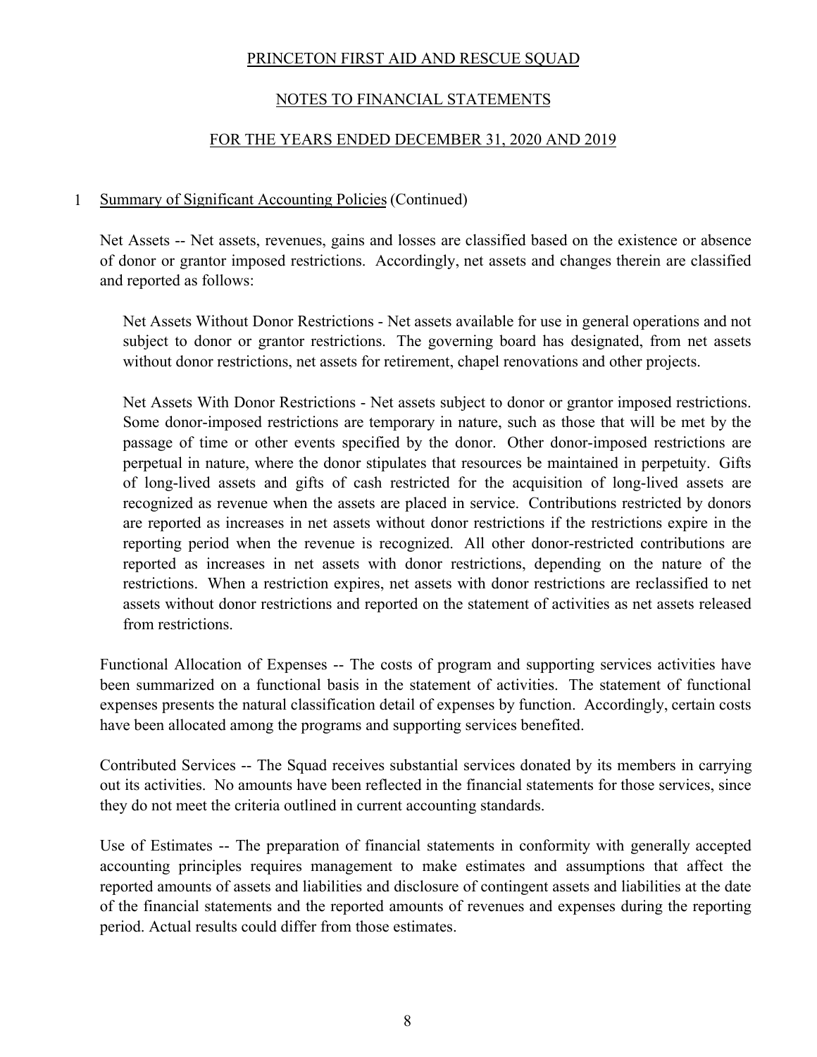PRINCETON FIRST AID AND RESCUE SQUAD

NOTES TO FINANCIAL STATEMENTS

FOR THE YEARS ENDED DECEMBER 31, 2020 AND 2019

1 Summary of Significant Accounting Policies (Continued)

Net Assets -- Net assets, revenues, gains and losses are classified based on the existence or absence of donor or grantor imposed restrictions. Accordingly, net assets and changes therein are classified and reported as follows:

Net Assets Without Donor Restrictions - Net assets available for use in general operations and not subject to donor or grantor restrictions. The governing board has designated, from net assets without donor restrictions, net assets for retirement, chapel renovations and other projects.

Net Assets With Donor Restrictions - Net assets subject to donor or grantor imposed restrictions. Some donor-imposed restrictions are temporary in nature, such as those that will be met by the passage of time or other events specified by the donor. Other donor-imposed restrictions are perpetual in nature, where the donor stipulates that resources be maintained in perpetuity. Gifts of long-lived assets and gifts of cash restricted for the acquisition of long-lived assets are recognized as revenue when the assets are placed in service. Contributions restricted by donors are reported as increases in net assets without donor restrictions if the restrictions expire in the reporting period when the revenue is recognized. All other donor-restricted contributions are reported as increases in net assets with donor restrictions, depending on the nature of the restrictions. When a restriction expires, net assets with donor restrictions are reclassified to net assets without donor restrictions and reported on the statement of activities as net assets released from restrictions.

Functional Allocation of Expenses -- The costs of program and supporting services activities have been summarized on a functional basis in the statement of activities. The statement of functional expenses presents the natural classification detail of expenses by function. Accordingly, certain costs have been allocated among the programs and supporting services benefited.

Contributed Services -- The Squad receives substantial services donated by its members in carrying out its activities. No amounts have been reflected in the financial statements for those services, since they do not meet the criteria outlined in current accounting standards.

Use of Estimates -- The preparation of financial statements in conformity with generally accepted accounting principles requires management to make estimates and assumptions that affect the reported amounts of assets and liabilities and disclosure of contingent assets and liabilities at the date of the financial statements and the reported amounts of revenues and expenses during the reporting period. Actual results could differ from those estimates.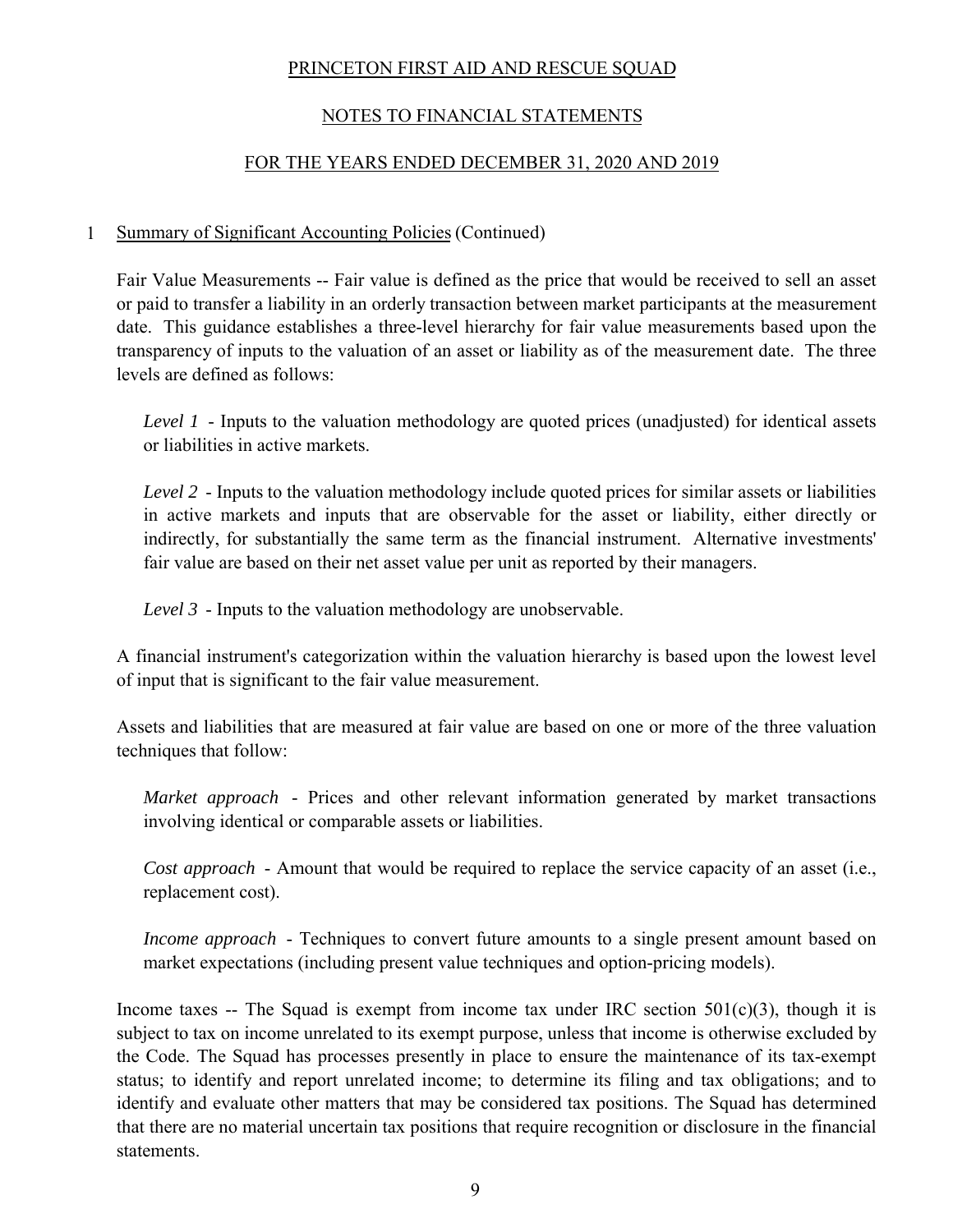# PRINCETON FIRST AID AND RESCUE SQUAD

## NOTES TO FINANCIAL STATEMENTS

## FOR THE YEARS ENDED DECEMBER 31, 2020 AND 2019

1 Summary of Significant Accounting Policies (Continued)

Fair Value Measurements -- Fair value is defined as the price that would be received to sell an asset or paid to transfer a liability in an orderly transaction between market participants at the measurement date. This guidance establishes a three-level hierarchy for fair value measurements based upon the transparency of inputs to the valuation of an asset or liability as of the measurement date. The three levels are defined as follows:

*Level 1* - Inputs to the valuation methodology are quoted prices (unadjusted) for identical assets or liabilities in active markets.

*Level 2* - Inputs to the valuation methodology include quoted prices for similar assets or liabilities in active markets and inputs that are observable for the asset or liability, either directly or indirectly, for substantially the same term as the financial instrument. Alternative investments' fair value are based on their net asset value per unit as reported by their managers.

*Level 3* - Inputs to the valuation methodology are unobservable.

A financial instrument's categorization within the valuation hierarchy is based upon the lowest level of input that is significant to the fair value measurement.

Assets and liabilities that are measured at fair value are based on one or more of the three valuation techniques that follow:

*Market approach* - Prices and other relevant information generated by market transactions involving identical or comparable assets or liabilities.

*Cost approach* - Amount that would be required to replace the service capacity of an asset (i.e., replacement cost).

*Income approach* - Techniques to convert future amounts to a single present amount based on market expectations (including present value techniques and option-pricing models).

Income taxes -- The Squad is exempt from income tax under IRC section 501(c)(3), though it is subject to tax on income unrelated to its exempt purpose, unless that income is otherwise excluded by the Code. The Squad has processes presently in place to ensure the maintenance of its tax-exempt status; to identify and report unrelated income; to determine its filing and tax obligations; and to identify and evaluate other matters that may be considered tax positions. The Squad has determined that there are no material uncertain tax positions that require recognition or disclosure in the financial statements.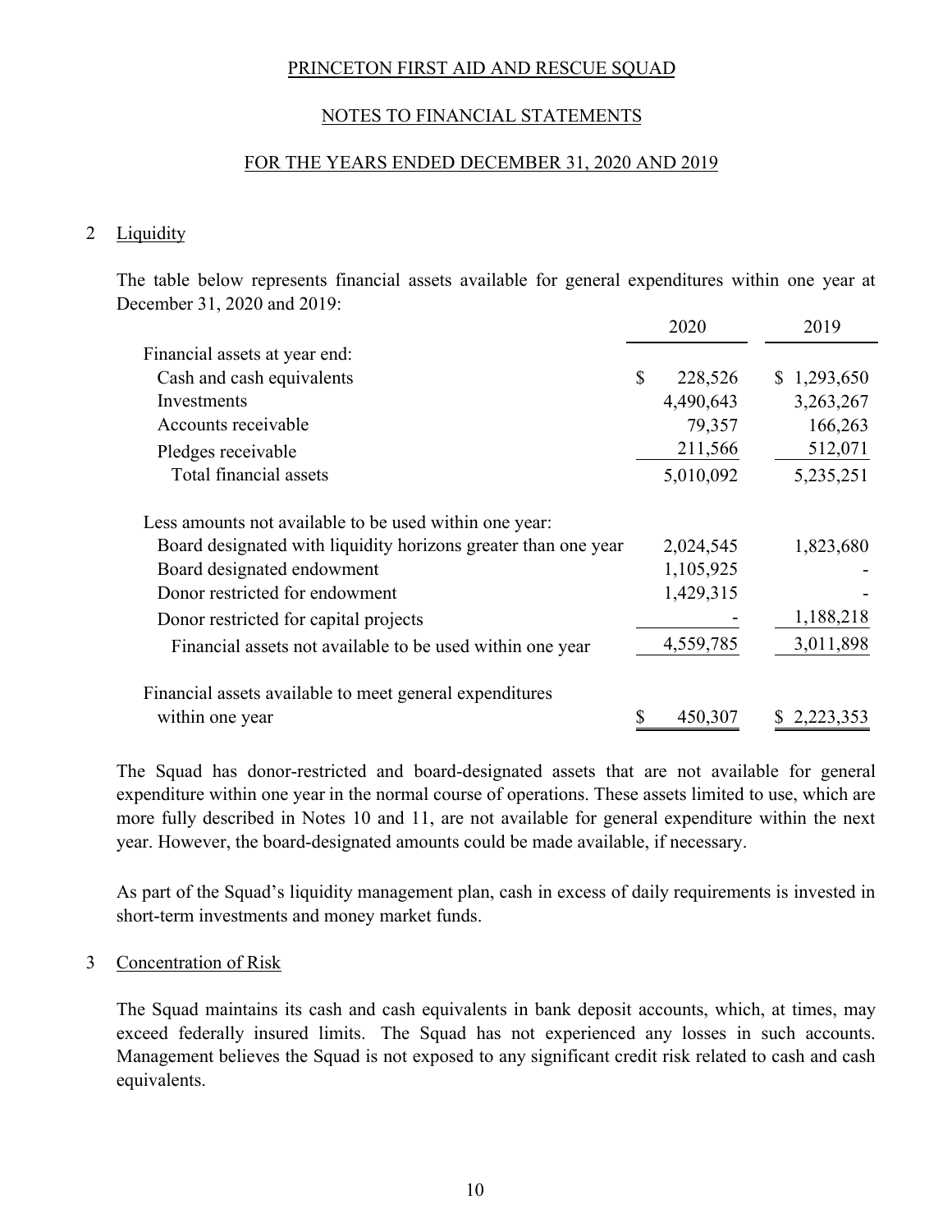PRINCETON FIRST AID AND RESCUE SQUAD

NOTES TO FINANCIAL STATEMENTS

FOR THE YEARS ENDED DECEMBER 31, 2020 AND 2019

## 2 Liquidity

The table below represents financial assets available for general expenditures within one year at December 31, 2020 and 2019:

| | 2020 | 2019 |
|---|---|---|
| Financial assets at year end: | | |
| Cash and cash equivalents | $ 228,526 | $ 1,293,650 |
| Investments | 4,490,643 | 3,263,267 |
| Accounts receivable | 79,357 | 166,263 |
| Pledges receivable | 211,566 | 512,071 |
| Total financial assets | 5,010,092 | 5,235,251 |
| Less amounts not available to be used within one year: | | |
| Board designated with liquidity horizons greater than one year | 2,024,545 | 1,823,680 |
| Board designated endowment | 1,105,925 | - |
| Donor restricted for endowment | 1,429,315 | - |
| Donor restricted for capital projects | - | 1,188,218 |
| Financial assets not available to be used within one year | 4,559,785 | 3,011,898 |
| Financial assets available to meet general expenditures within one year | $ 450,307 | $ 2,223,353 |

The Squad has donor-restricted and board-designated assets that are not available for general expenditure within one year in the normal course of operations. These assets limited to use, which are more fully described in Notes 10 and 11, are not available for general expenditure within the next year. However, the board-designated amounts could be made available, if necessary.

As part of the Squad's liquidity management plan, cash in excess of daily requirements is invested in short-term investments and money market funds.

## 3 Concentration of Risk

The Squad maintains its cash and cash equivalents in bank deposit accounts, which, at times, may exceed federally insured limits. The Squad has not experienced any losses in such accounts. Management believes the Squad is not exposed to any significant credit risk related to cash and cash equivalents.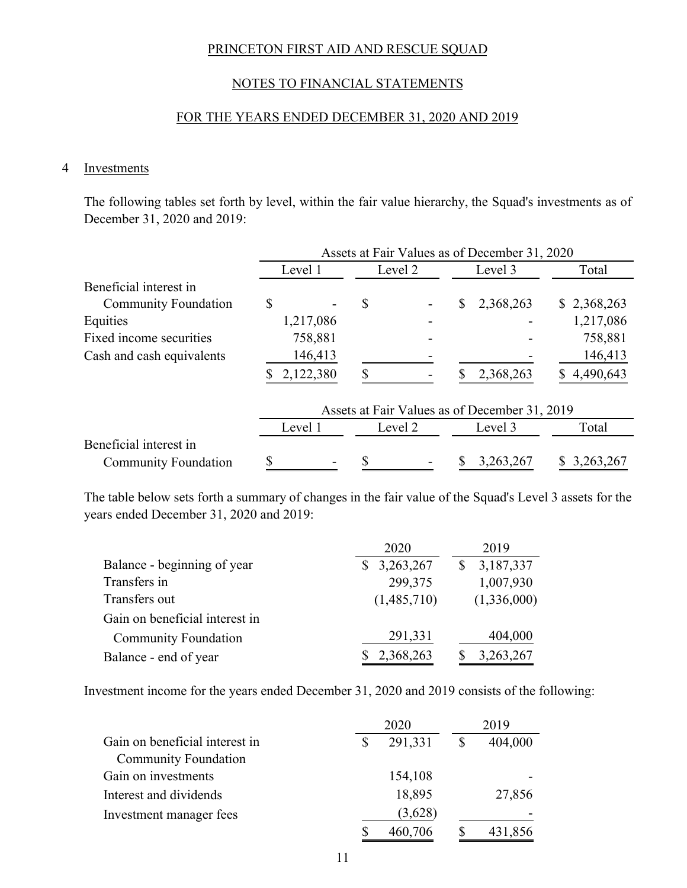PRINCETON FIRST AID AND RESCUE SQUAD

NOTES TO FINANCIAL STATEMENTS

FOR THE YEARS ENDED DECEMBER 31, 2020 AND 2019

## 4 Investments

The following tables set forth by level, within the fair value hierarchy, the Squad's investments as of December 31, 2020 and 2019:

| | Assets at Fair Values as of December 31, 2020 | | | |
|---|---|---|---|---|
| | Level 1 | Level 2 | Level 3 | Total |
| Beneficial interest in Community Foundation | $ - | $ - | $ 2,368,263 | $ 2,368,263 |
| Equities | 1,217,086 | - | - | 1,217,086 |
| Fixed income securities | 758,881 | - | - | 758,881 |
| Cash and cash equivalents | 146,413 | - | - | 146,413 |
| | $ 2,122,380 | $ - | $ 2,368,263 | $ 4,490,643 |

| | Assets at Fair Values as of December 31, 2019 | | | |
|---|---|---|---|---|
| | Level 1 | Level 2 | Level 3 | Total |
| Beneficial interest in Community Foundation | $ - | $ - | $ 3,263,267 | $ 3,263,267 |

The table below sets forth a summary of changes in the fair value of the Squad's Level 3 assets for the years ended December 31, 2020 and 2019:

| | 2020 | 2019 |
|---|---|---|
| Balance - beginning of year | $ 3,263,267 | $ 3,187,337 |
| Transfers in | 299,375 | 1,007,930 |
| Transfers out | (1,485,710) | (1,336,000) |
| Gain on beneficial interest in Community Foundation | 291,331 | 404,000 |
| Balance - end of year | $ 2,368,263 | $ 3,263,267 |

Investment income for the years ended December 31, 2020 and 2019 consists of the following:

| | 2020 | 2019 |
|---|---|---|
| Gain on beneficial interest in Community Foundation | $ 291,331 | $ 404,000 |
| Gain on investments | 154,108 | - |
| Interest and dividends | 18,895 | 27,856 |
| Investment manager fees | (3,628) | - |
| | $ 460,706 | $ 431,856 |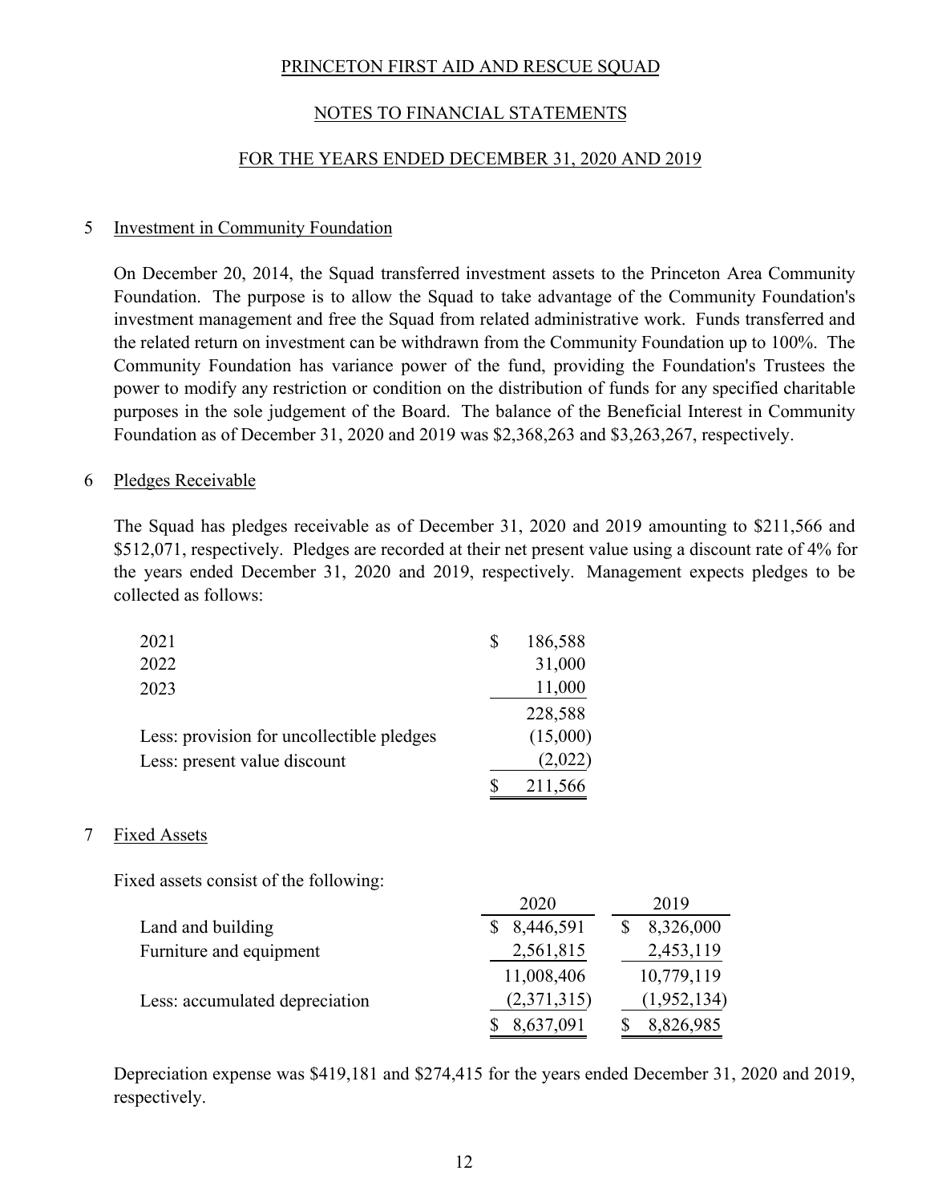PRINCETON FIRST AID AND RESCUE SQUAD

NOTES TO FINANCIAL STATEMENTS

FOR THE YEARS ENDED DECEMBER 31, 2020 AND 2019

## 5 Investment in Community Foundation

On December 20, 2014, the Squad transferred investment assets to the Princeton Area Community Foundation. The purpose is to allow the Squad to take advantage of the Community Foundation's investment management and free the Squad from related administrative work. Funds transferred and the related return on investment can be withdrawn from the Community Foundation up to 100%. The Community Foundation has variance power of the fund, providing the Foundation's Trustees the power to modify any restriction or condition on the distribution of funds for any specified charitable purposes in the sole judgement of the Board. The balance of the Beneficial Interest in Community Foundation as of December 31, 2020 and 2019 was $2,368,263 and $3,263,267, respectively.

## 6 Pledges Receivable

The Squad has pledges receivable as of December 31, 2020 and 2019 amounting to $211,566 and $512,071, respectively. Pledges are recorded at their net present value using a discount rate of 4% for the years ended December 31, 2020 and 2019, respectively. Management expects pledges to be collected as follows:

| | |
|---|---|
| 2021 | $ 186,588 |
| 2022 | 31,000 |
| 2023 | 11,000 |
| | 228,588 |
| Less: provision for uncollectible pledges | (15,000) |
| Less: present value discount | (2,022) |
| | $ 211,566 |

## 7 Fixed Assets

Fixed assets consist of the following:

| | 2020 | 2019 |
|---|---|---|
| Land and building | $ 8,446,591 | $ 8,326,000 |
| Furniture and equipment | 2,561,815 | 2,453,119 |
| | 11,008,406 | 10,779,119 |
| Less: accumulated depreciation | (2,371,315) | (1,952,134) |
| | $ 8,637,091 | $ 8,826,985 |

Depreciation expense was $419,181 and $274,415 for the years ended December 31, 2020 and 2019, respectively.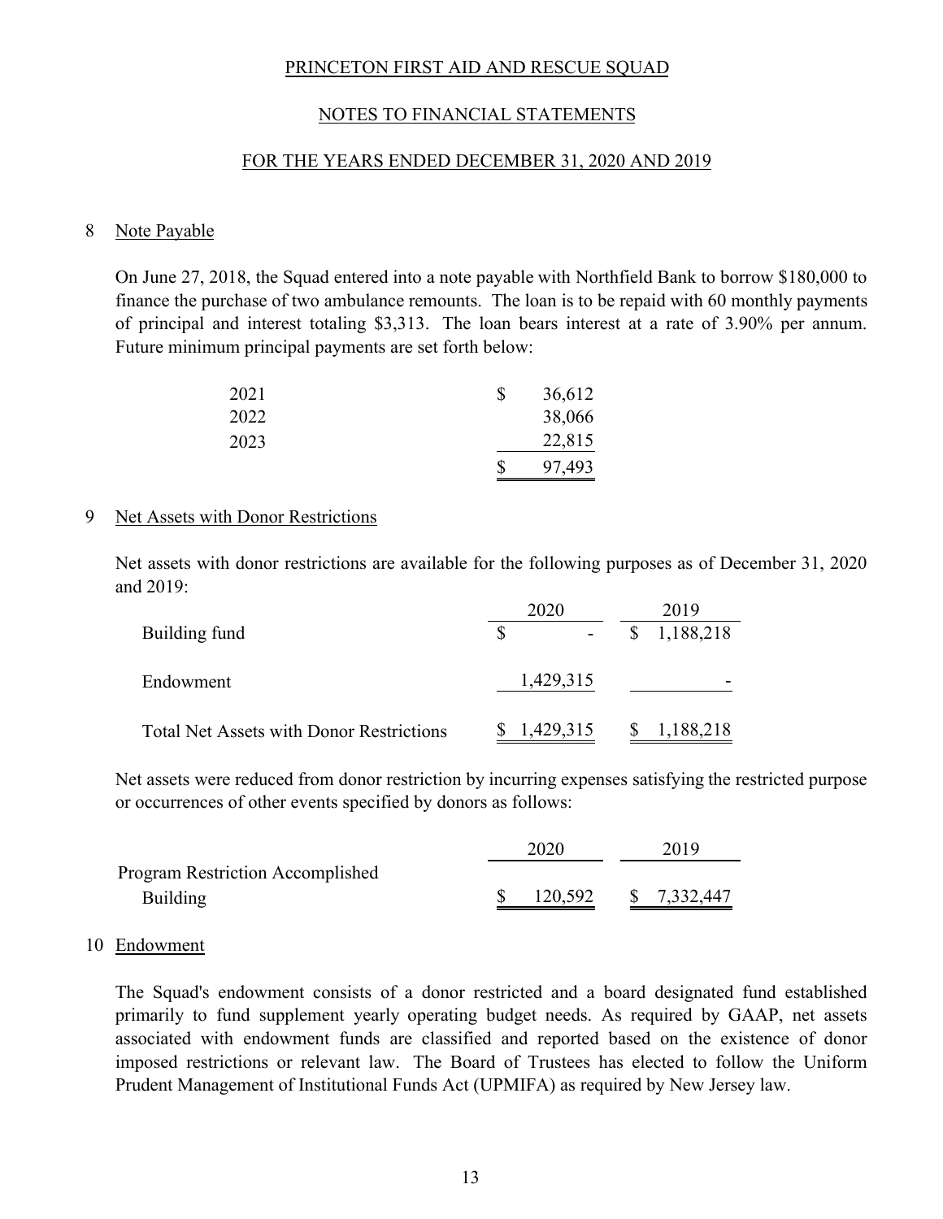PRINCETON FIRST AID AND RESCUE SQUAD

NOTES TO FINANCIAL STATEMENTS

FOR THE YEARS ENDED DECEMBER 31, 2020 AND 2019

## 8 Note Payable

On June 27, 2018, the Squad entered into a note payable with Northfield Bank to borrow $180,000 to finance the purchase of two ambulance remounts. The loan is to be repaid with 60 monthly payments of principal and interest totaling $3,313. The loan bears interest at a rate of 3.90% per annum. Future minimum principal payments are set forth below:

| | |
|---|---|
| 2021 | $ 36,612 |
| 2022 | 38,066 |
| 2023 | 22,815 |
| | $ 97,493 |

## 9 Net Assets with Donor Restrictions

Net assets with donor restrictions are available for the following purposes as of December 31, 2020 and 2019:

| | 2020 | 2019 |
|---|---|---|
| Building fund | $ - | $ 1,188,218 |
| Endowment | 1,429,315 | - |
| Total Net Assets with Donor Restrictions | $ 1,429,315 | $ 1,188,218 |

Net assets were reduced from donor restriction by incurring expenses satisfying the restricted purpose or occurrences of other events specified by donors as follows:

| | 2020 | 2019 |
|---|---|---|
| Program Restriction Accomplished | | |
| Building | $ 120,592 | $ 7,332,447 |

## 10 Endowment

The Squad's endowment consists of a donor restricted and a board designated fund established primarily to fund supplement yearly operating budget needs. As required by GAAP, net assets associated with endowment funds are classified and reported based on the existence of donor imposed restrictions or relevant law. The Board of Trustees has elected to follow the Uniform Prudent Management of Institutional Funds Act (UPMIFA) as required by New Jersey law.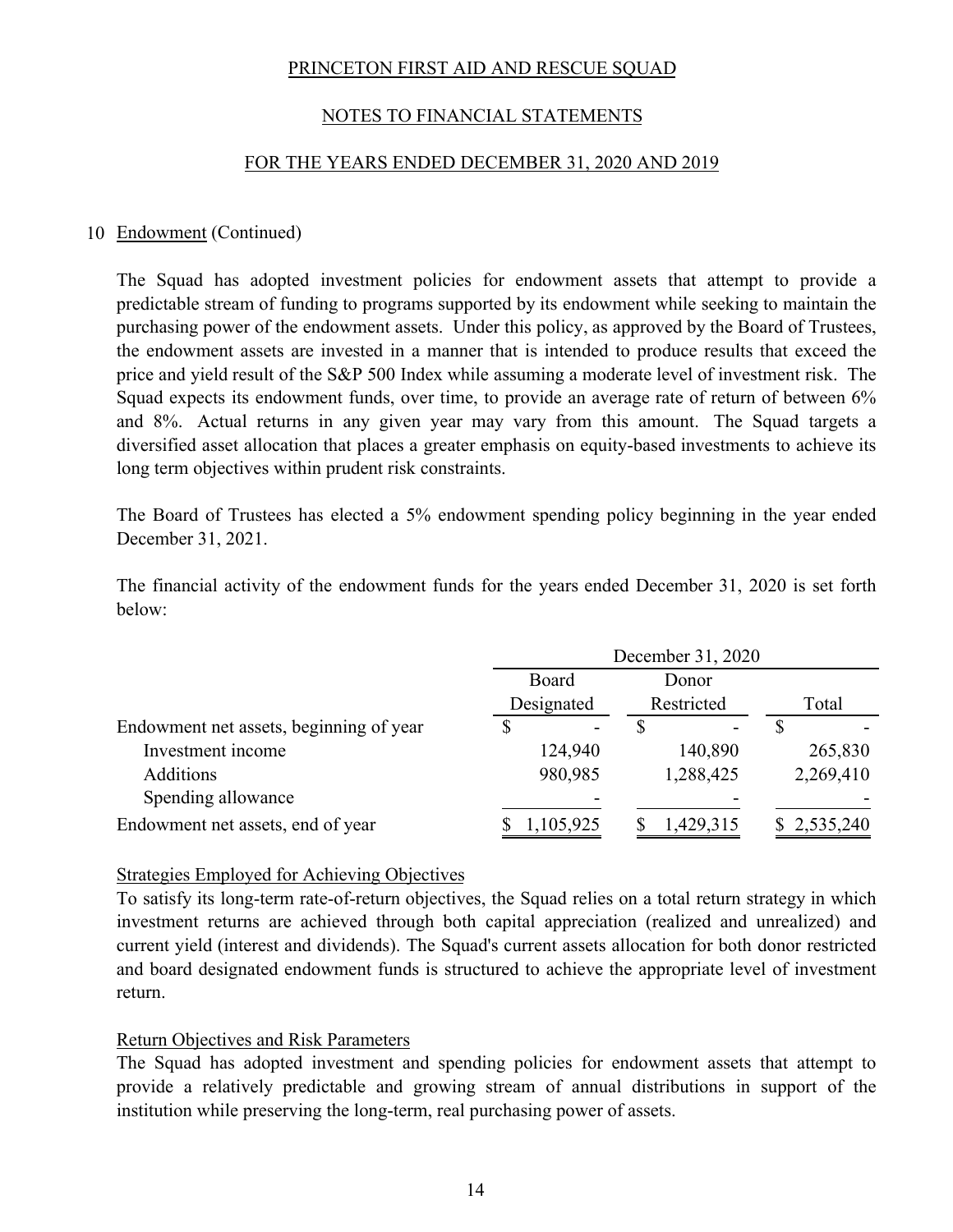PRINCETON FIRST AID AND RESCUE SQUAD

NOTES TO FINANCIAL STATEMENTS

FOR THE YEARS ENDED DECEMBER 31, 2020 AND 2019

10 Endowment (Continued)

The Squad has adopted investment policies for endowment assets that attempt to provide a predictable stream of funding to programs supported by its endowment while seeking to maintain the purchasing power of the endowment assets. Under this policy, as approved by the Board of Trustees, the endowment assets are invested in a manner that is intended to produce results that exceed the price and yield result of the S&P 500 Index while assuming a moderate level of investment risk. The Squad expects its endowment funds, over time, to provide an average rate of return of between 6% and 8%. Actual returns in any given year may vary from this amount. The Squad targets a diversified asset allocation that places a greater emphasis on equity-based investments to achieve its long term objectives within prudent risk constraints.

The Board of Trustees has elected a 5% endowment spending policy beginning in the year ended December 31, 2021.

The financial activity of the endowment funds for the years ended December 31, 2020 is set forth below:

| | December 31, 2020 | | |
|---|---|---|---|
| | Board Designated | Donor Restricted | Total |
| Endowment net assets, beginning of year | $ - | $ - | $ - |
| Investment income | 124,940 | 140,890 | 265,830 |
| Additions | 980,985 | 1,288,425 | 2,269,410 |
| Spending allowance | - | - | - |
| Endowment net assets, end of year | $ 1,105,925 | $ 1,429,315 | $ 2,535,240 |

Strategies Employed for Achieving Objectives

To satisfy its long-term rate-of-return objectives, the Squad relies on a total return strategy in which investment returns are achieved through both capital appreciation (realized and unrealized) and current yield (interest and dividends). The Squad's current assets allocation for both donor restricted and board designated endowment funds is structured to achieve the appropriate level of investment return.

Return Objectives and Risk Parameters

The Squad has adopted investment and spending policies for endowment assets that attempt to provide a relatively predictable and growing stream of annual distributions in support of the institution while preserving the long-term, real purchasing power of assets.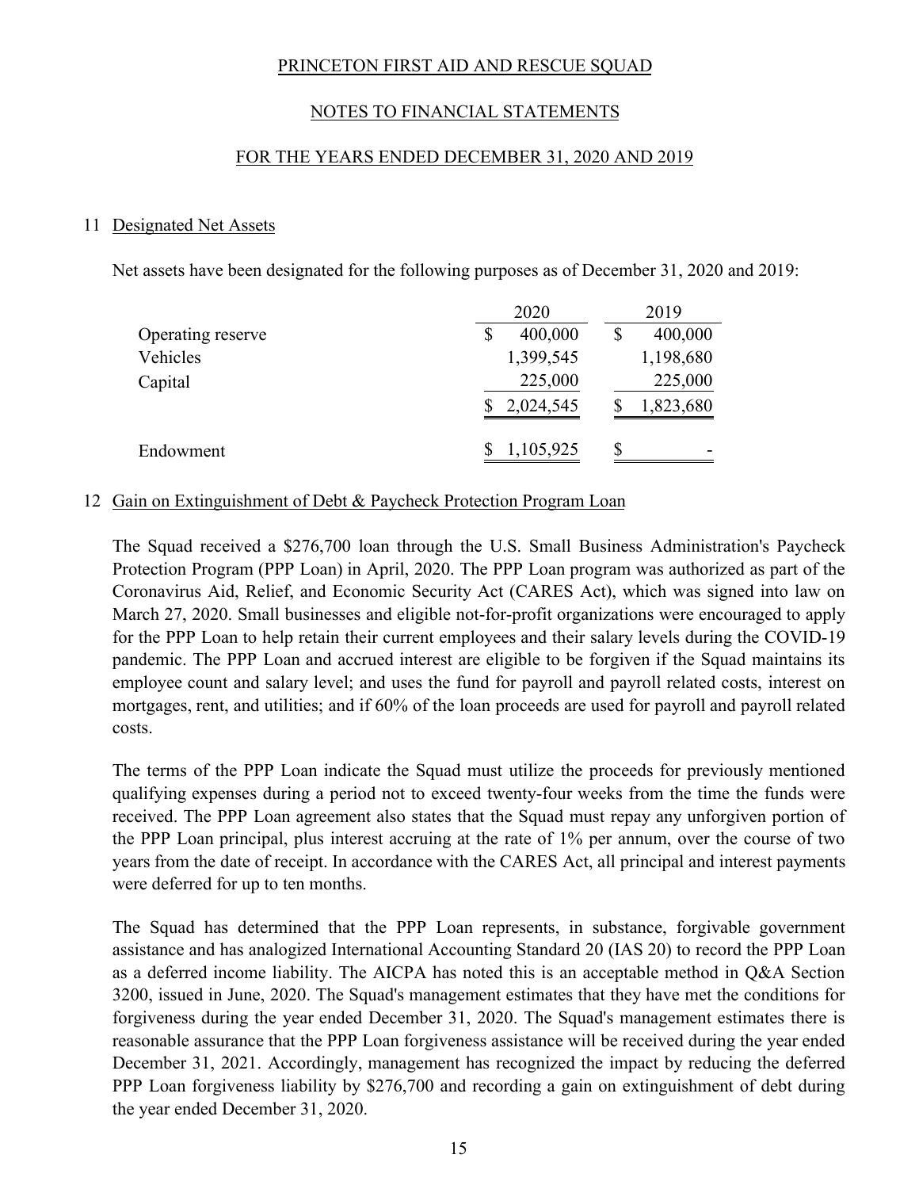PRINCETON FIRST AID AND RESCUE SQUAD

NOTES TO FINANCIAL STATEMENTS

FOR THE YEARS ENDED DECEMBER 31, 2020 AND 2019

## 11 Designated Net Assets

Net assets have been designated for the following purposes as of December 31, 2020 and 2019:

| | 2020 | 2019 |
|---|---|---|
| Operating reserve | $ 400,000 | $ 400,000 |
| Vehicles | 1,399,545 | 1,198,680 |
| Capital | 225,000 | 225,000 |
| | $ 2,024,545 | $ 1,823,680 |
| | | |
| Endowment | $ 1,105,925 | $ - |

## 12 Gain on Extinguishment of Debt & Paycheck Protection Program Loan

The Squad received a $276,700 loan through the U.S. Small Business Administration's Paycheck Protection Program (PPP Loan) in April, 2020. The PPP Loan program was authorized as part of the Coronavirus Aid, Relief, and Economic Security Act (CARES Act), which was signed into law on March 27, 2020. Small businesses and eligible not-for-profit organizations were encouraged to apply for the PPP Loan to help retain their current employees and their salary levels during the COVID-19 pandemic. The PPP Loan and accrued interest are eligible to be forgiven if the Squad maintains its employee count and salary level; and uses the fund for payroll and payroll related costs, interest on mortgages, rent, and utilities; and if 60% of the loan proceeds are used for payroll and payroll related costs.

The terms of the PPP Loan indicate the Squad must utilize the proceeds for previously mentioned qualifying expenses during a period not to exceed twenty-four weeks from the time the funds were received. The PPP Loan agreement also states that the Squad must repay any unforgiven portion of the PPP Loan principal, plus interest accruing at the rate of 1% per annum, over the course of two years from the date of receipt. In accordance with the CARES Act, all principal and interest payments were deferred for up to ten months.

The Squad has determined that the PPP Loan represents, in substance, forgivable government assistance and has analogized International Accounting Standard 20 (IAS 20) to record the PPP Loan as a deferred income liability. The AICPA has noted this is an acceptable method in Q&A Section 3200, issued in June, 2020. The Squad's management estimates that they have met the conditions for forgiveness during the year ended December 31, 2020. The Squad's management estimates there is reasonable assurance that the PPP Loan forgiveness assistance will be received during the year ended December 31, 2021. Accordingly, management has recognized the impact by reducing the deferred PPP Loan forgiveness liability by $276,700 and recording a gain on extinguishment of debt during the year ended December 31, 2020.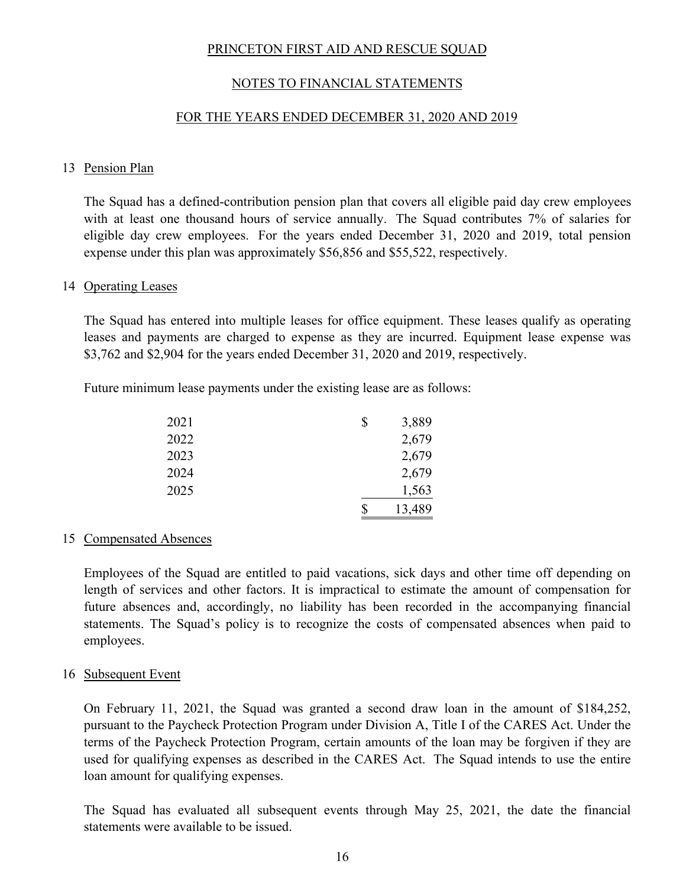PRINCETON FIRST AID AND RESCUE SQUAD

NOTES TO FINANCIAL STATEMENTS

FOR THE YEARS ENDED DECEMBER 31, 2020 AND 2019

13 Pension Plan

The Squad has a defined-contribution pension plan that covers all eligible paid day crew employees with at least one thousand hours of service annually. The Squad contributes 7% of salaries for eligible day crew employees. For the years ended December 31, 2020 and 2019, total pension expense under this plan was approximately $56,856 and $55,522, respectively.

14 Operating Leases

The Squad has entered into multiple leases for office equipment. These leases qualify as operating leases and payments are charged to expense as they are incurred. Equipment lease expense was $3,762 and $2,904 for the years ended December 31, 2020 and 2019, respectively.

Future minimum lease payments under the existing lease are as follows:

| | |
|---|---|
| 2021 | $ 3,889 |
| 2022 | 2,679 |
| 2023 | 2,679 |
| 2024 | 2,679 |
| 2025 | 1,563 |
| | $ 13,489 |

15 Compensated Absences

Employees of the Squad are entitled to paid vacations, sick days and other time off depending on length of services and other factors. It is impractical to estimate the amount of compensation for future absences and, accordingly, no liability has been recorded in the accompanying financial statements. The Squad's policy is to recognize the costs of compensated absences when paid to employees.

16 Subsequent Event

On February 11, 2021, the Squad was granted a second draw loan in the amount of $184,252, pursuant to the Paycheck Protection Program under Division A, Title I of the CARES Act. Under the terms of the Paycheck Protection Program, certain amounts of the loan may be forgiven if they are used for qualifying expenses as described in the CARES Act. The Squad intends to use the entire loan amount for qualifying expenses.

The Squad has evaluated all subsequent events through May 25, 2021, the date the financial statements were available to be issued.